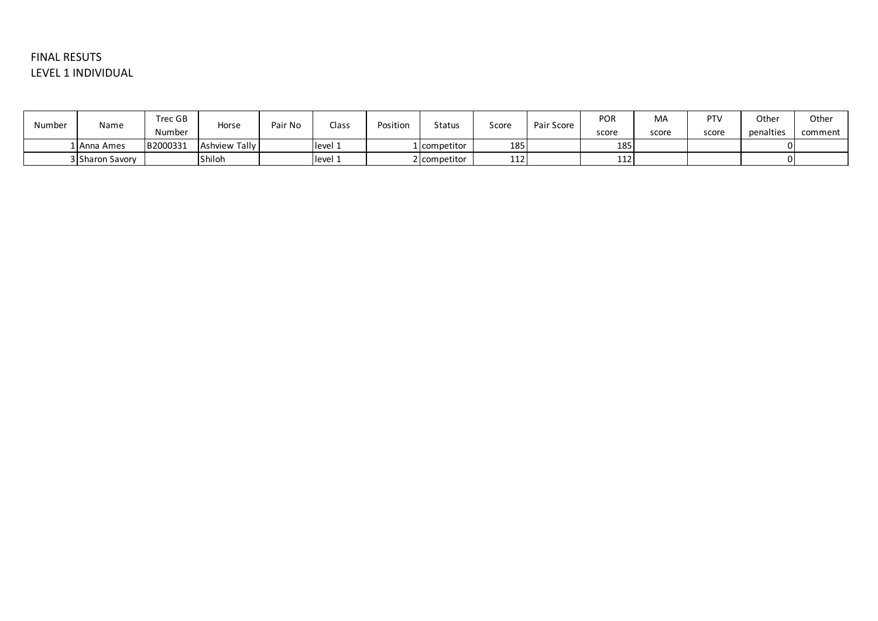FINAL RESUTS
LEVEL 1 INDIVIDUAL

| Number | Name | Trec GB Number | Horse | Pair No | Class | Position | Status | Score | Pair Score | POR score | MA score | PTV score | Other penalties | Other comment |
|---|---|---|---|---|---|---|---|---|---|---|---|---|---|---|
| 1 | Anna Ames | B2000331 | Ashview Tally | | level 1 | 1 | competitor | 185 | | 185 | | | 0 | |
| 3 | Sharon Savory | | Shiloh | | level 1 | 2 | competitor | 112 | | 112 | | | 0 | |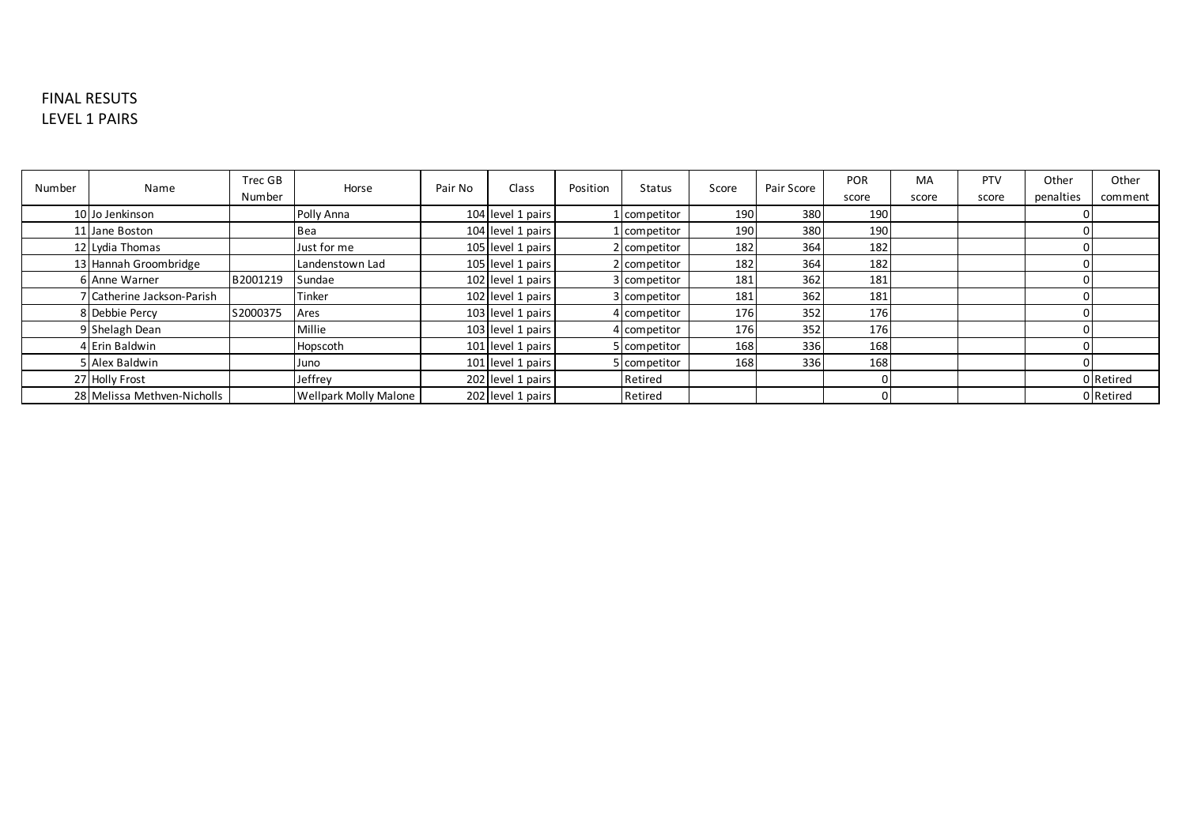FINAL RESUTS
LEVEL 1 PAIRS

| Number | Name | Trec GB Number | Horse | Pair No | Class | Position | Status | Score | Pair Score | POR score | MA score | PTV score | Other penalties | Other comment |
|---|---|---|---|---|---|---|---|---|---|---|---|---|---|---|
| 10 | Jo Jenkinson | | Polly Anna | 104 | level 1 pairs | 1 | competitor | 190 | 380 | 190 | | | 0 | |
| 11 | Jane Boston | | Bea | 104 | level 1 pairs | 1 | competitor | 190 | 380 | 190 | | | 0 | |
| 12 | Lydia Thomas | | Just for me | 105 | level 1 pairs | 2 | competitor | 182 | 364 | 182 | | | 0 | |
| 13 | Hannah Groombridge | | Landenstown Lad | 105 | level 1 pairs | 2 | competitor | 182 | 364 | 182 | | | 0 | |
| 6 | Anne Warner | B2001219 | Sundae | 102 | level 1 pairs | 3 | competitor | 181 | 362 | 181 | | | 0 | |
| 7 | Catherine Jackson-Parish | | Tinker | 102 | level 1 pairs | 3 | competitor | 181 | 362 | 181 | | | 0 | |
| 8 | Debbie Percy | S2000375 | Ares | 103 | level 1 pairs | 4 | competitor | 176 | 352 | 176 | | | 0 | |
| 9 | Shelagh Dean | | Millie | 103 | level 1 pairs | 4 | competitor | 176 | 352 | 176 | | | 0 | |
| 4 | Erin Baldwin | | Hopscoth | 101 | level 1 pairs | 5 | competitor | 168 | 336 | 168 | | | 0 | |
| 5 | Alex Baldwin | | Juno | 101 | level 1 pairs | 5 | competitor | 168 | 336 | 168 | | | 0 | |
| 27 | Holly Frost | | Jeffrey | 202 | level 1 pairs | | Retired | | | 0 | | | 0 | Retired |
| 28 | Melissa Methven-Nicholls | | Wellpark Molly Malone | 202 | level 1 pairs | | Retired | | | 0 | | | 0 | Retired |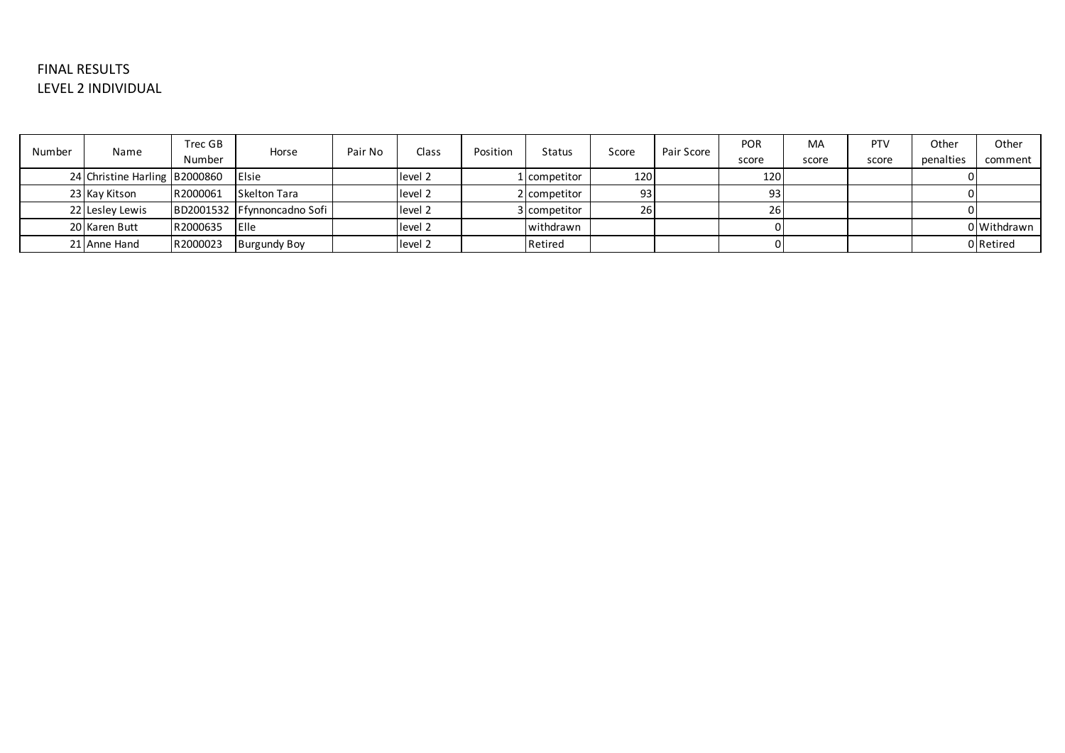FINAL RESULTS
LEVEL 2 INDIVIDUAL

| Number | Name | Trec GB Number | Horse | Pair No | Class | Position | Status | Score | Pair Score | POR score | MA score | PTV score | Other penalties | Other comment |
|---|---|---|---|---|---|---|---|---|---|---|---|---|---|---|
| 24 | Christine Harling | B2000860 | Elsie | | level 2 | 1 | competitor | 120 | | 120 | | | 0 | |
| 23 | Kay Kitson | R2000061 | Skelton Tara | | level 2 | 2 | competitor | 93 | | 93 | | | 0 | |
| 22 | Lesley Lewis | BD2001532 | Ffynnoncadno Sofi | | level 2 | 3 | competitor | 26 | | 26 | | | 0 | |
| 20 | Karen Butt | R2000635 | Elle | | level 2 | | withdrawn | | | 0 | | | 0 | Withdrawn |
| 21 | Anne Hand | R2000023 | Burgundy Boy | | level 2 | | Retired | | | 0 | | | 0 | Retired |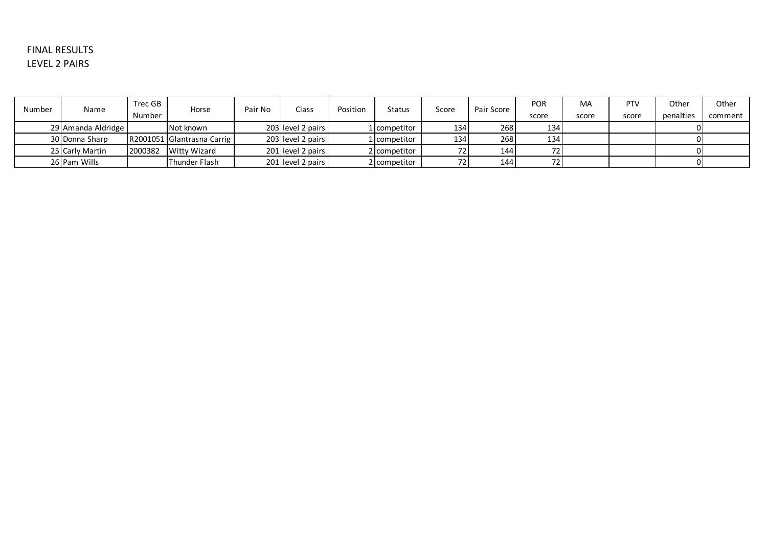FINAL RESULTS
LEVEL 2 PAIRS

| Number | Name | Trec GB Number | Horse | Pair No | Class | Position | Status | Score | Pair Score | POR score | MA score | PTV score | Other penalties | Other comment |
|---|---|---|---|---|---|---|---|---|---|---|---|---|---|---|
| 29 | Amanda Aldridge | | Not known | 203 | level 2 pairs | 1 | competitor | 134 | 268 | 134 | | | 0 | |
| 30 | Donna Sharp | R2001051 | Glantrasna Carrig | 203 | level 2 pairs | 1 | competitor | 134 | 268 | 134 | | | 0 | |
| 25 | Carly Martin | 2000382 | Witty Wizard | 201 | level 2 pairs | 2 | competitor | 72 | 144 | 72 | | | 0 | |
| 26 | Pam Wills | | Thunder Flash | 201 | level 2 pairs | 2 | competitor | 72 | 144 | 72 | | | 0 | |